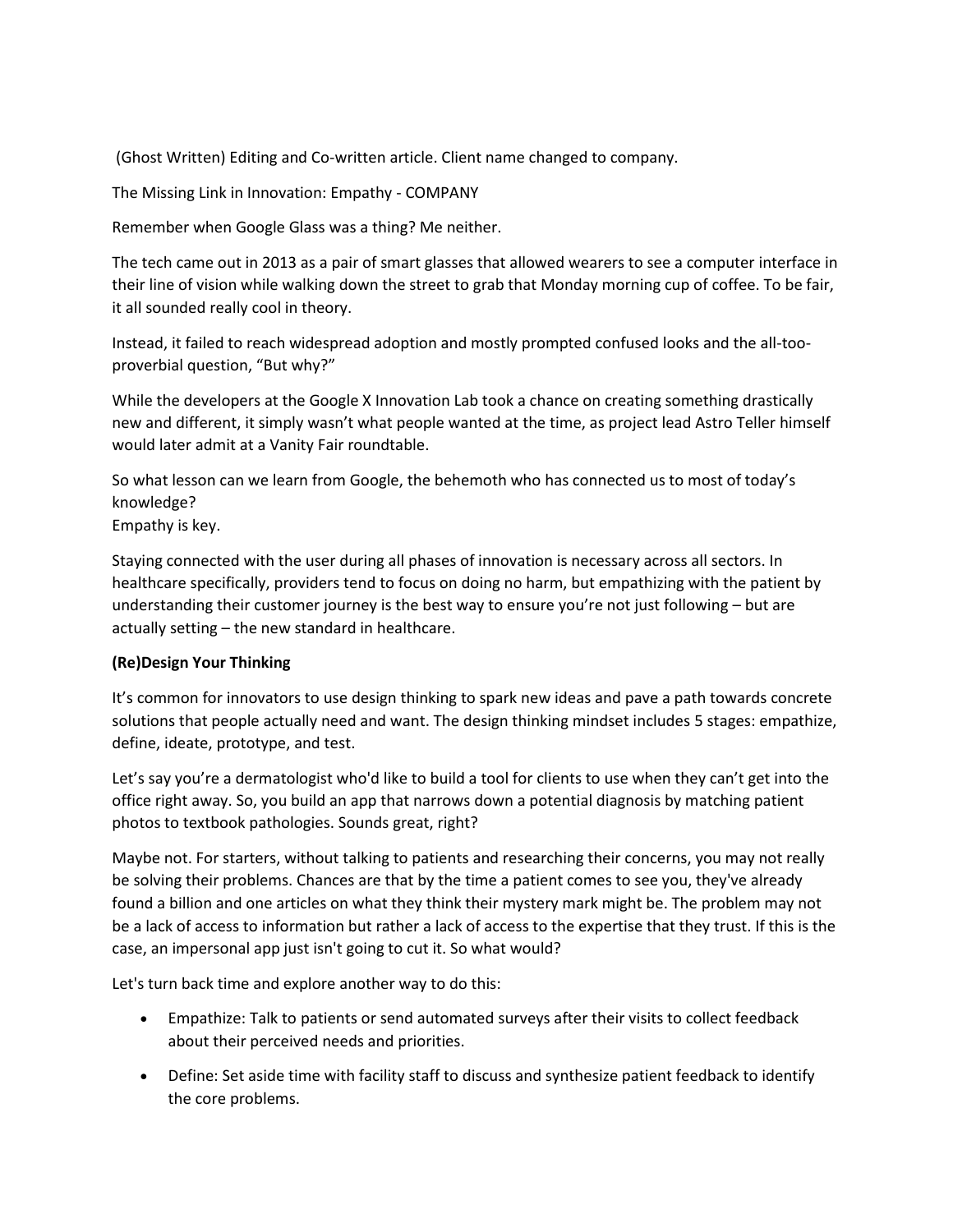(Ghost Written) Editing and Co-written article. Client name changed to company.

The Missing Link in Innovation: Empathy - COMPANY

Remember when Google Glass was a thing? Me neither.

The tech came out in 2013 as a pair of smart glasses that allowed wearers to see a computer interface in their line of vision while walking down the street to grab that Monday morning cup of coffee. To be fair, it all sounded really cool in theory.

Instead, it failed to reach widespread adoption and mostly prompted confused looks and the all-too-proverbial question, "But why?"

While the developers at the Google X Innovation Lab took a chance on creating something drastically new and different, it simply wasn't what people wanted at the time, as project lead Astro Teller himself would later admit at a Vanity Fair roundtable.

So what lesson can we learn from Google, the behemoth who has connected us to most of today's knowledge?
Empathy is key.

Staying connected with the user during all phases of innovation is necessary across all sectors. In healthcare specifically, providers tend to focus on doing no harm, but empathizing with the patient by understanding their customer journey is the best way to ensure you're not just following – but are actually setting – the new standard in healthcare.

**(Re)Design Your Thinking**

It's common for innovators to use design thinking to spark new ideas and pave a path towards concrete solutions that people actually need and want. The design thinking mindset includes 5 stages: empathize, define, ideate, prototype, and test.

Let's say you're a dermatologist who'd like to build a tool for clients to use when they can't get into the office right away. So, you build an app that narrows down a potential diagnosis by matching patient photos to textbook pathologies. Sounds great, right?

Maybe not. For starters, without talking to patients and researching their concerns, you may not really be solving their problems. Chances are that by the time a patient comes to see you, they've already found a billion and one articles on what they think their mystery mark might be. The problem may not be a lack of access to information but rather a lack of access to the expertise that they trust. If this is the case, an impersonal app just isn't going to cut it. So what would?

Let's turn back time and explore another way to do this:

- Empathize: Talk to patients or send automated surveys after their visits to collect feedback about their perceived needs and priorities.
- Define: Set aside time with facility staff to discuss and synthesize patient feedback to identify the core problems.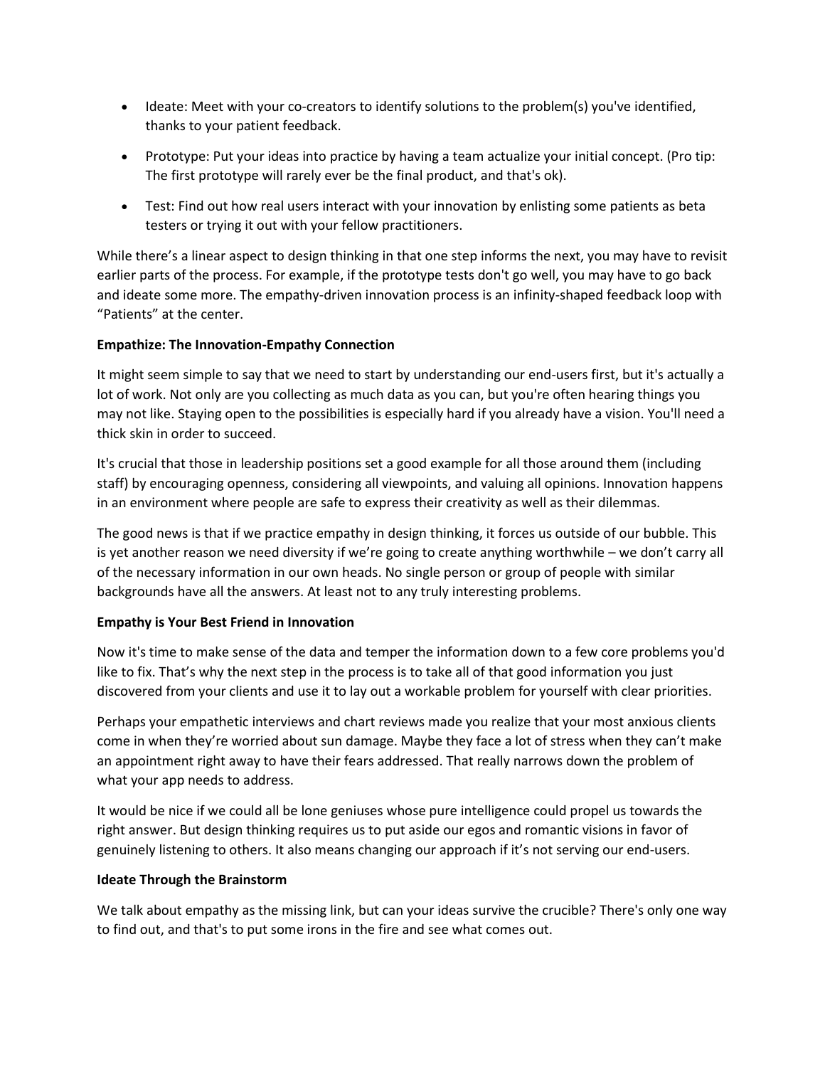- Ideate: Meet with your co-creators to identify solutions to the problem(s) you've identified, thanks to your patient feedback.
- Prototype: Put your ideas into practice by having a team actualize your initial concept. (Pro tip: The first prototype will rarely ever be the final product, and that's ok).
- Test: Find out how real users interact with your innovation by enlisting some patients as beta testers or trying it out with your fellow practitioners.

While there's a linear aspect to design thinking in that one step informs the next, you may have to revisit earlier parts of the process. For example, if the prototype tests don't go well, you may have to go back and ideate some more. The empathy-driven innovation process is an infinity-shaped feedback loop with "Patients" at the center.

**Empathize: The Innovation-Empathy Connection**

It might seem simple to say that we need to start by understanding our end-users first, but it's actually a lot of work. Not only are you collecting as much data as you can, but you're often hearing things you may not like. Staying open to the possibilities is especially hard if you already have a vision. You'll need a thick skin in order to succeed.

It's crucial that those in leadership positions set a good example for all those around them (including staff) by encouraging openness, considering all viewpoints, and valuing all opinions. Innovation happens in an environment where people are safe to express their creativity as well as their dilemmas.

The good news is that if we practice empathy in design thinking, it forces us outside of our bubble. This is yet another reason we need diversity if we're going to create anything worthwhile – we don't carry all of the necessary information in our own heads. No single person or group of people with similar backgrounds have all the answers. At least not to any truly interesting problems.

**Empathy is Your Best Friend in Innovation**

Now it's time to make sense of the data and temper the information down to a few core problems you'd like to fix. That's why the next step in the process is to take all of that good information you just discovered from your clients and use it to lay out a workable problem for yourself with clear priorities.

Perhaps your empathetic interviews and chart reviews made you realize that your most anxious clients come in when they're worried about sun damage. Maybe they face a lot of stress when they can't make an appointment right away to have their fears addressed. That really narrows down the problem of what your app needs to address.

It would be nice if we could all be lone geniuses whose pure intelligence could propel us towards the right answer. But design thinking requires us to put aside our egos and romantic visions in favor of genuinely listening to others. It also means changing our approach if it's not serving our end-users.

**Ideate Through the Brainstorm**

We talk about empathy as the missing link, but can your ideas survive the crucible? There's only one way to find out, and that's to put some irons in the fire and see what comes out.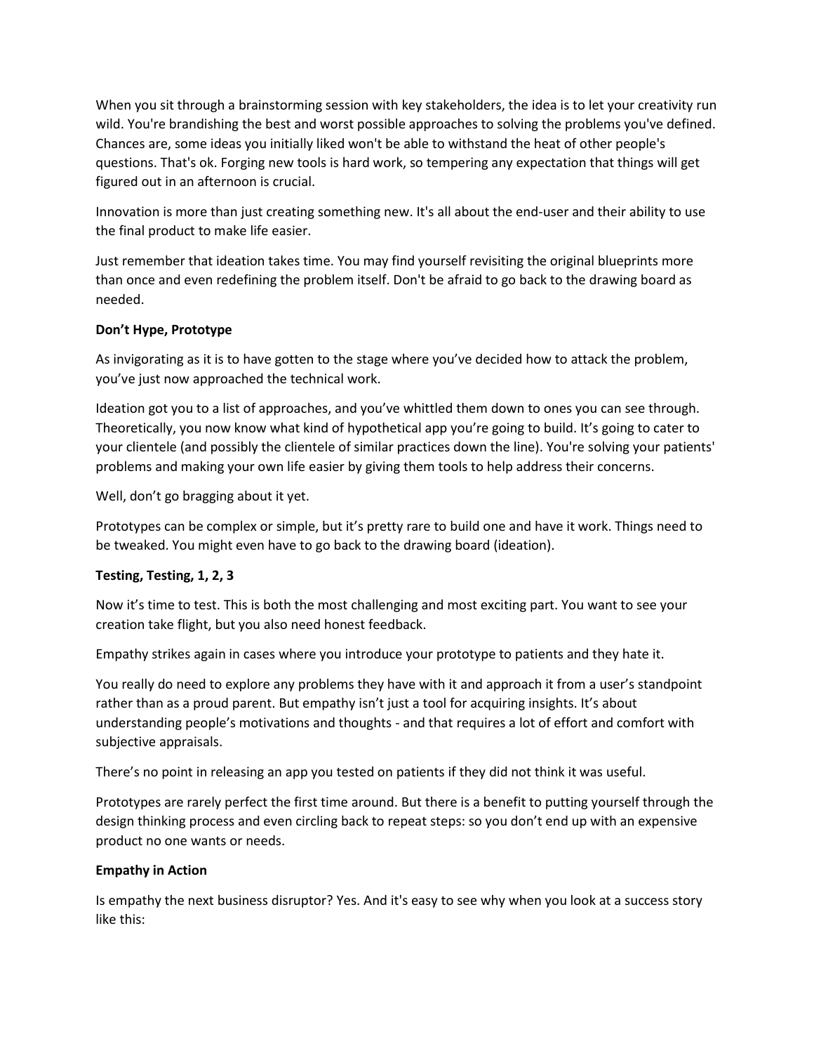When you sit through a brainstorming session with key stakeholders, the idea is to let your creativity run wild. You're brandishing the best and worst possible approaches to solving the problems you've defined. Chances are, some ideas you initially liked won't be able to withstand the heat of other people's questions. That's ok. Forging new tools is hard work, so tempering any expectation that things will get figured out in an afternoon is crucial.

Innovation is more than just creating something new. It's all about the end-user and their ability to use the final product to make life easier.

Just remember that ideation takes time. You may find yourself revisiting the original blueprints more than once and even redefining the problem itself. Don't be afraid to go back to the drawing board as needed.

**Don’t Hype, Prototype**

As invigorating as it is to have gotten to the stage where you’ve decided how to attack the problem, you’ve just now approached the technical work.

Ideation got you to a list of approaches, and you’ve whittled them down to ones you can see through. Theoretically, you now know what kind of hypothetical app you’re going to build. It’s going to cater to your clientele (and possibly the clientele of similar practices down the line). You're solving your patients' problems and making your own life easier by giving them tools to help address their concerns.

Well, don’t go bragging about it yet.

Prototypes can be complex or simple, but it’s pretty rare to build one and have it work. Things need to be tweaked. You might even have to go back to the drawing board (ideation).

**Testing, Testing, 1, 2, 3**

Now it’s time to test. This is both the most challenging and most exciting part. You want to see your creation take flight, but you also need honest feedback.

Empathy strikes again in cases where you introduce your prototype to patients and they hate it.

You really do need to explore any problems they have with it and approach it from a user’s standpoint rather than as a proud parent. But empathy isn’t just a tool for acquiring insights. It’s about understanding people’s motivations and thoughts - and that requires a lot of effort and comfort with subjective appraisals.

There’s no point in releasing an app you tested on patients if they did not think it was useful.

Prototypes are rarely perfect the first time around. But there is a benefit to putting yourself through the design thinking process and even circling back to repeat steps: so you don’t end up with an expensive product no one wants or needs.

**Empathy in Action**

Is empathy the next business disruptor? Yes. And it's easy to see why when you look at a success story like this: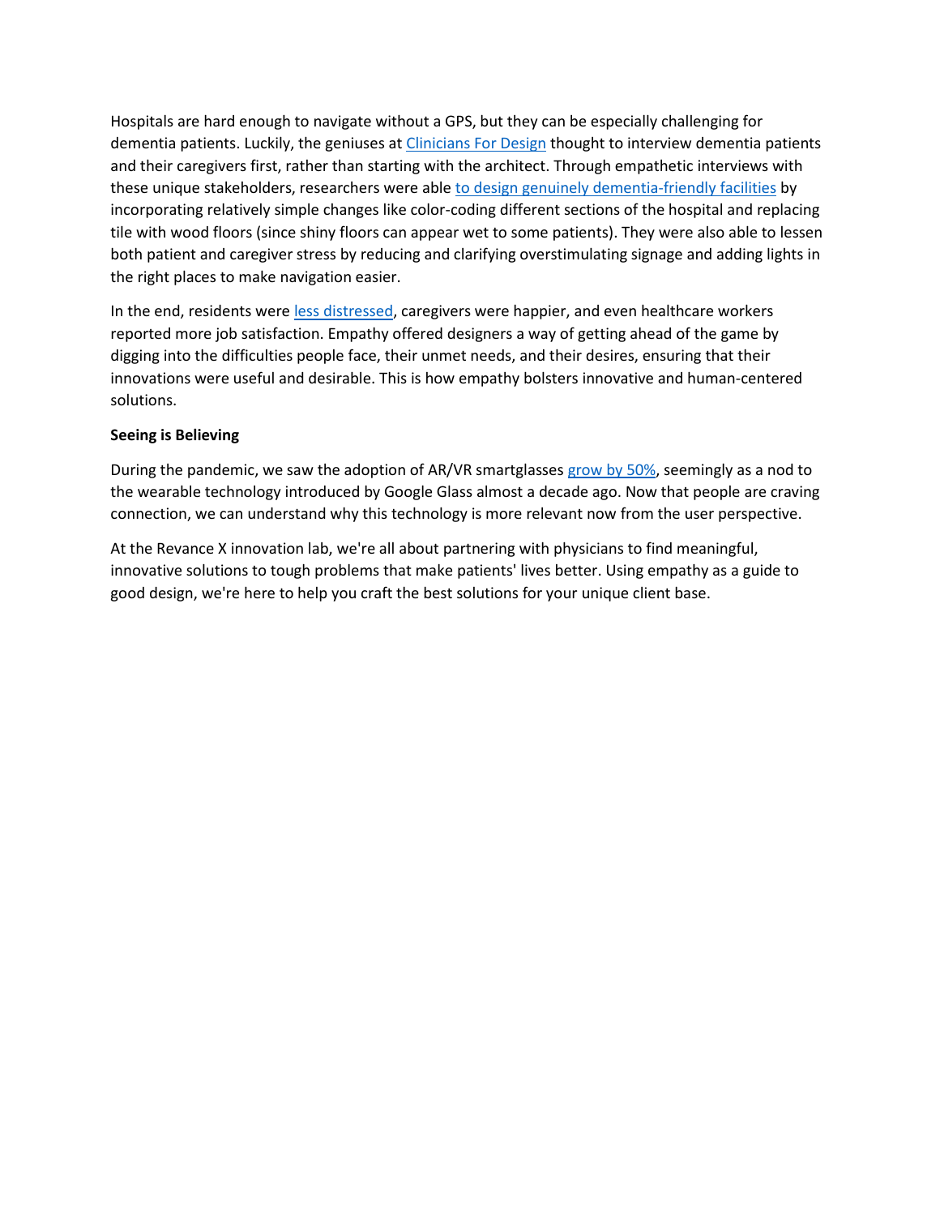Hospitals are hard enough to navigate without a GPS, but they can be especially challenging for dementia patients. Luckily, the geniuses at Clinicians For Design thought to interview dementia patients and their caregivers first, rather than starting with the architect. Through empathetic interviews with these unique stakeholders, researchers were able to design genuinely dementia-friendly facilities by incorporating relatively simple changes like color-coding different sections of the hospital and replacing tile with wood floors (since shiny floors can appear wet to some patients). They were also able to lessen both patient and caregiver stress by reducing and clarifying overstimulating signage and adding lights in the right places to make navigation easier.

In the end, residents were less distressed, caregivers were happier, and even healthcare workers reported more job satisfaction. Empathy offered designers a way of getting ahead of the game by digging into the difficulties people face, their unmet needs, and their desires, ensuring that their innovations were useful and desirable. This is how empathy bolsters innovative and human-centered solutions.

**Seeing is Believing**

During the pandemic, we saw the adoption of AR/VR smartglasses grow by 50%, seemingly as a nod to the wearable technology introduced by Google Glass almost a decade ago. Now that people are craving connection, we can understand why this technology is more relevant now from the user perspective.

At the Revance X innovation lab, we're all about partnering with physicians to find meaningful, innovative solutions to tough problems that make patients' lives better. Using empathy as a guide to good design, we're here to help you craft the best solutions for your unique client base.